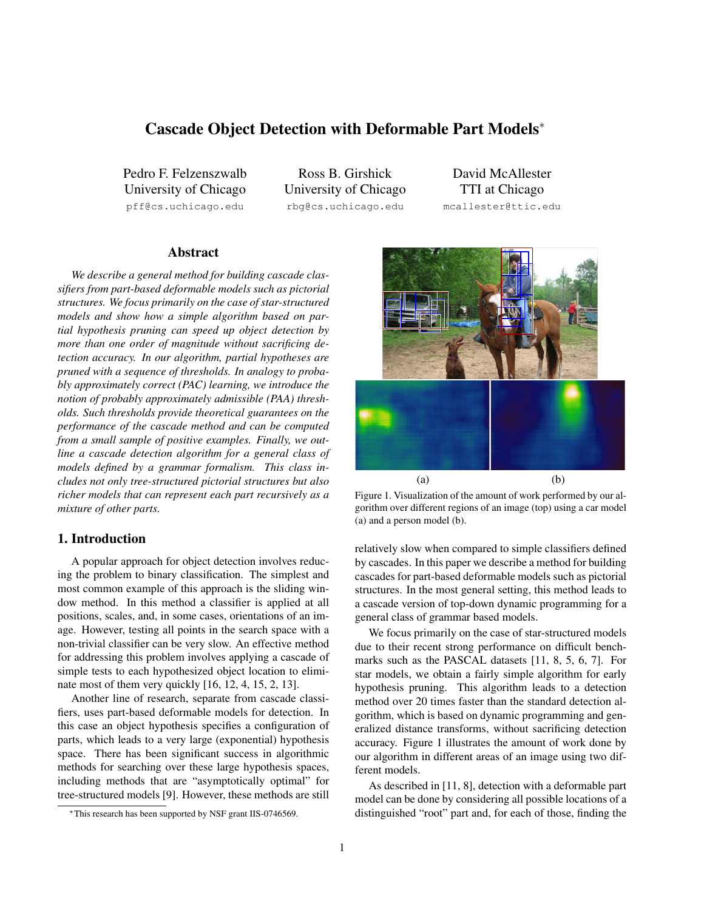# Cascade Object Detection with Deformable Part Models*

Pedro F. Felzenszwalb
University of Chicago
pff@cs.uchicago.edu

Ross B. Girshick
University of Chicago
rbg@cs.uchicago.edu

David McAllester
TTI at Chicago
mcallester@ttic.edu

## Abstract

*We describe a general method for building cascade classifiers from part-based deformable models such as pictorial structures. We focus primarily on the case of star-structured models and show how a simple algorithm based on partial hypothesis pruning can speed up object detection by more than one order of magnitude without sacrificing detection accuracy. In our algorithm, partial hypotheses are pruned with a sequence of thresholds. In analogy to probably approximately correct (PAC) learning, we introduce the notion of probably approximately admissible (PAA) thresholds. Such thresholds provide theoretical guarantees on the performance of the cascade method and can be computed from a small sample of positive examples. Finally, we outline a cascade detection algorithm for a general class of models defined by a grammar formalism. This class includes not only tree-structured pictorial structures but also richer models that can represent each part recursively as a mixture of other parts.*

## 1. Introduction

A popular approach for object detection involves reducing the problem to binary classification. The simplest and most common example of this approach is the sliding window method. In this method a classifier is applied at all positions, scales, and, in some cases, orientations of an image. However, testing all points in the search space with a non-trivial classifier can be very slow. An effective method for addressing this problem involves applying a cascade of simple tests to each hypothesized object location to eliminate most of them very quickly [16, 12, 4, 15, 2, 13].

Another line of research, separate from cascade classifiers, uses part-based deformable models for detection. In this case an object hypothesis specifies a configuration of parts, which leads to a very large (exponential) hypothesis space. There has been significant success in algorithmic methods for searching over these large hypothesis spaces, including methods that are "asymptotically optimal" for tree-structured models [9]. However, these methods are still relatively slow when compared to simple classifiers defined by cascades. In this paper we describe a method for building cascades for part-based deformable models such as pictorial structures. In the most general setting, this method leads to a cascade version of top-down dynamic programming for a general class of grammar based models.

Figure 1. Visualization of the amount of work performed by our algorithm over different regions of an image (top) using a car model (a) and a person model (b).

We focus primarily on the case of star-structured models due to their recent strong performance on difficult benchmarks such as the PASCAL datasets [11, 8, 5, 6, 7]. For star models, we obtain a fairly simple algorithm for early hypothesis pruning. This algorithm leads to a detection method over 20 times faster than the standard detection algorithm, which is based on dynamic programming and generalized distance transforms, without sacrificing detection accuracy. Figure 1 illustrates the amount of work done by our algorithm in different areas of an image using two different models.

As described in [11, 8], detection with a deformable part model can be done by considering all possible locations of a distinguished "root" part and, for each of those, finding the

*This research has been supported by NSF grant IIS-0746569.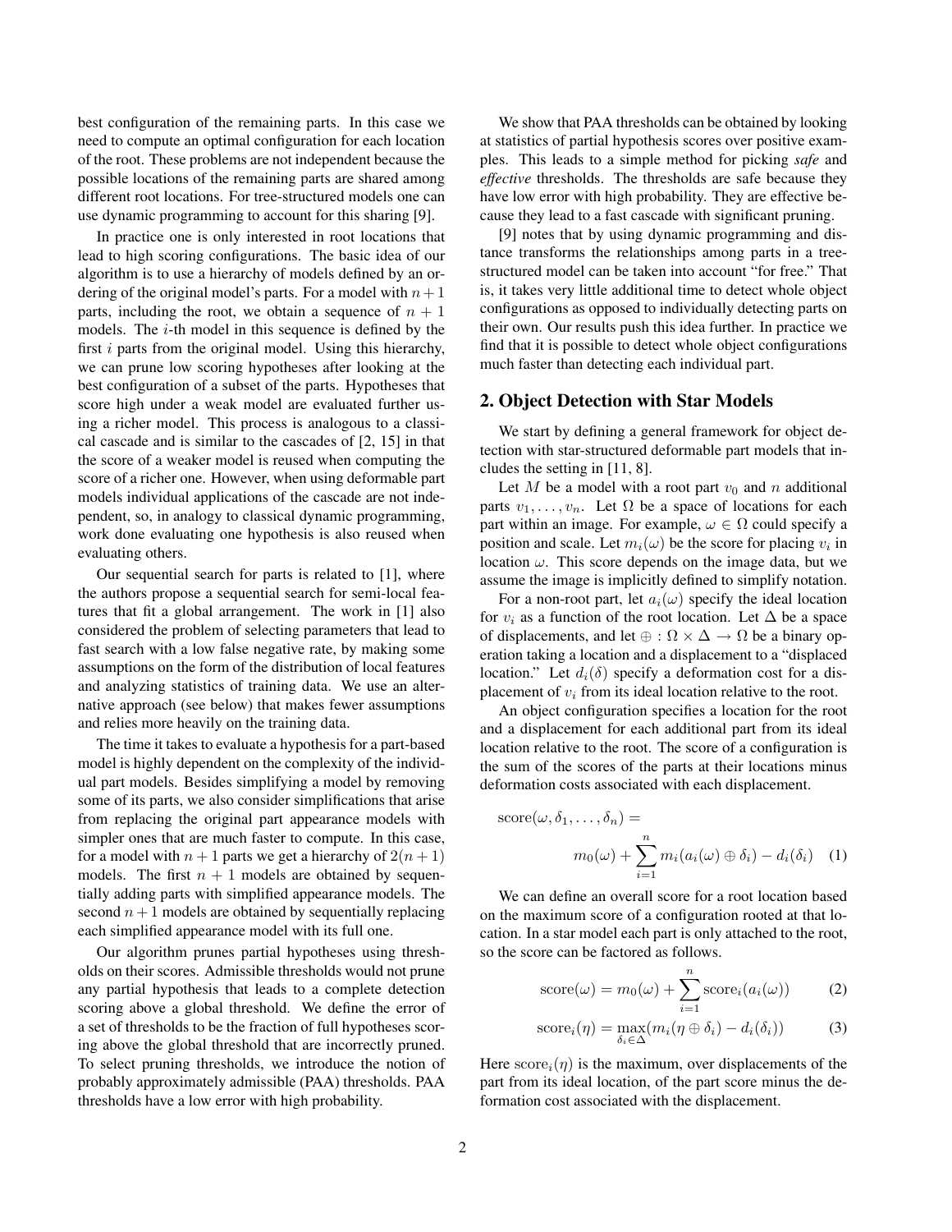best configuration of the remaining parts. In this case we need to compute an optimal configuration for each location of the root. These problems are not independent because the possible locations of the remaining parts are shared among different root locations. For tree-structured models one can use dynamic programming to account for this sharing [9].

In practice one is only interested in root locations that lead to high scoring configurations. The basic idea of our algorithm is to use a hierarchy of models defined by an ordering of the original model's parts. For a model with $n+1$ parts, including the root, we obtain a sequence of $n+1$ models. The $i$-th model in this sequence is defined by the first $i$ parts from the original model. Using this hierarchy, we can prune low scoring hypotheses after looking at the best configuration of a subset of the parts. Hypotheses that score high under a weak model are evaluated further using a richer model. This process is analogous to a classical cascade and is similar to the cascades of [2, 15] in that the score of a weaker model is reused when computing the score of a richer one. However, when using deformable part models individual applications of the cascade are not independent, so, in analogy to classical dynamic programming, work done evaluating one hypothesis is also reused when evaluating others.

Our sequential search for parts is related to [1], where the authors propose a sequential search for semi-local features that fit a global arrangement. The work in [1] also considered the problem of selecting parameters that lead to fast search with a low false negative rate, by making some assumptions on the form of the distribution of local features and analyzing statistics of training data. We use an alternative approach (see below) that makes fewer assumptions and relies more heavily on the training data.

The time it takes to evaluate a hypothesis for a part-based model is highly dependent on the complexity of the individual part models. Besides simplifying a model by removing some of its parts, we also consider simplifications that arise from replacing the original part appearance models with simpler ones that are much faster to compute. In this case, for a model with $n+1$ parts we get a hierarchy of $2(n+1)$ models. The first $n+1$ models are obtained by sequentially adding parts with simplified appearance models. The second $n+1$ models are obtained by sequentially replacing each simplified appearance model with its full one.

Our algorithm prunes partial hypotheses using thresholds on their scores. Admissible thresholds would not prune any partial hypothesis that leads to a complete detection scoring above a global threshold. We define the error of a set of thresholds to be the fraction of full hypotheses scoring above the global threshold that are incorrectly pruned. To select pruning thresholds, we introduce the notion of probably approximately admissible (PAA) thresholds. PAA thresholds have a low error with high probability.

We show that PAA thresholds can be obtained by looking at statistics of partial hypothesis scores over positive examples. This leads to a simple method for picking *safe* and *effective* thresholds. The thresholds are safe because they have low error with high probability. They are effective because they lead to a fast cascade with significant pruning.

[9] notes that by using dynamic programming and distance transforms the relationships among parts in a tree-structured model can be taken into account "for free." That is, it takes very little additional time to detect whole object configurations as opposed to individually detecting parts on their own. Our results push this idea further. In practice we find that it is possible to detect whole object configurations much faster than detecting each individual part.

## 2. Object Detection with Star Models

We start by defining a general framework for object detection with star-structured deformable part models that includes the setting in [11, 8].

Let $M$ be a model with a root part $v_0$ and $n$ additional parts $v_1, \ldots, v_n$. Let $\Omega$ be a space of locations for each part within an image. For example, $\omega \in \Omega$ could specify a position and scale. Let $m_i(\omega)$ be the score for placing $v_i$ in location $\omega$. This score depends on the image data, but we assume the image is implicitly defined to simplify notation.

For a non-root part, let $a_i(\omega)$ specify the ideal location for $v_i$ as a function of the root location. Let $\Delta$ be a space of displacements, and let $\oplus : \Omega \times \Delta \to \Omega$ be a binary operation taking a location and a displacement to a "displaced location." Let $d_i(\delta)$ specify a deformation cost for a displacement of $v_i$ from its ideal location relative to the root.

An object configuration specifies a location for the root and a displacement for each additional part from its ideal location relative to the root. The score of a configuration is the sum of the scores of the parts at their locations minus deformation costs associated with each displacement.

$$\text{score}(\omega, \delta_1, \ldots, \delta_n) = m_0(\omega) + \sum_{i=1}^{n} m_i(a_i(\omega) \oplus \delta_i) - d_i(\delta_i) \quad (1)$$

We can define an overall score for a root location based on the maximum score of a configuration rooted at that location. In a star model each part is only attached to the root, so the score can be factored as follows.

$$\text{score}(\omega) = m_0(\omega) + \sum_{i=1}^{n} \text{score}_i(a_i(\omega)) \quad (2)$$

$$\text{score}_i(\eta) = \max_{\delta_i \in \Delta} (m_i(\eta \oplus \delta_i) - d_i(\delta_i)) \quad (3)$$

Here $\text{score}_i(\eta)$ is the maximum, over displacements of the part from its ideal location, of the part score minus the deformation cost associated with the displacement.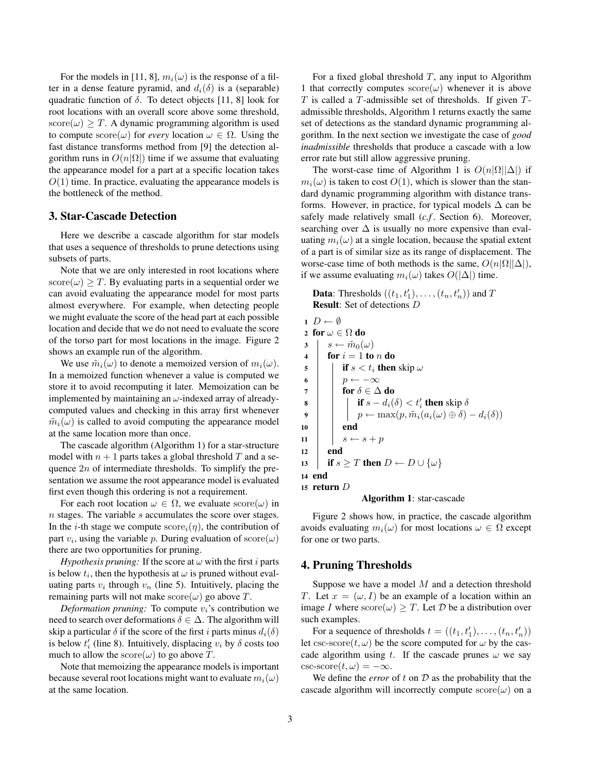For the models in [11, 8], $m_i(\omega)$ is the response of a filter in a dense feature pyramid, and $d_i(\delta)$ is a (separable) quadratic function of $\delta$. To detect objects [11, 8] look for root locations with an overall score above some threshold, $\text{score}(\omega) \geq T$. A dynamic programming algorithm is used to compute $\text{score}(\omega)$ for *every* location $\omega \in \Omega$. Using the fast distance transforms method from [9] the detection algorithm runs in $O(n|\Omega|)$ time if we assume that evaluating the appearance model for a part at a specific location takes $O(1)$ time. In practice, evaluating the appearance models is the bottleneck of the method.

## 3. Star-Cascade Detection

Here we describe a cascade algorithm for star models that uses a sequence of thresholds to prune detections using subsets of parts.

Note that we are only interested in root locations where $\text{score}(\omega) \geq T$. By evaluating parts in a sequential order we can avoid evaluating the appearance model for most parts almost everywhere. For example, when detecting people we might evaluate the score of the head part at each possible location and decide that we do not need to evaluate the score of the torso part for most locations in the image. Figure 2 shows an example run of the algorithm.

We use $\tilde{m}_i(\omega)$ to denote a memoized version of $m_i(\omega)$. In a memoized function whenever a value is computed we store it to avoid recomputing it later. Memoization can be implemented by maintaining an $\omega$-indexed array of already-computed values and checking in this array first whenever $\tilde{m}_i(\omega)$ is called to avoid computing the appearance model at the same location more than once.

The cascade algorithm (Algorithm 1) for a star-structure model with $n+1$ parts takes a global threshold $T$ and a sequence $2n$ of intermediate thresholds. To simplify the presentation we assume the root appearance model is evaluated first even though this ordering is not a requirement.

For each root location $\omega \in \Omega$, we evaluate $\text{score}(\omega)$ in $n$ stages. The variable $s$ accumulates the score over stages. In the $i$-th stage we compute $\text{score}_i(\eta)$, the contribution of part $v_i$, using the variable $p$. During evaluation of $\text{score}(\omega)$ there are two opportunities for pruning.

*Hypothesis pruning:* If the score at $\omega$ with the first $i$ parts is below $t_i$, then the hypothesis at $\omega$ is pruned without evaluating parts $v_i$ through $v_n$ (line 5). Intuitively, placing the remaining parts will not make $\text{score}(\omega)$ go above $T$.

*Deformation pruning:* To compute $v_i$'s contribution we need to search over deformations $\delta \in \Delta$. The algorithm will skip a particular $\delta$ if the score of the first $i$ parts minus $d_i(\delta)$ is below $t'_i$ (line 8). Intuitively, displacing $v_i$ by $\delta$ costs too much to allow the $\text{score}(\omega)$ to go above $T$.

Note that memoizing the appearance models is important because several root locations might want to evaluate $m_i(\omega)$ at the same location.

For a fixed global threshold $T$, any input to Algorithm 1 that correctly computes $\text{score}(\omega)$ whenever it is above $T$ is called a $T$-admissible set of thresholds. If given $T$-admissible thresholds, Algorithm 1 returns exactly the same set of detections as the standard dynamic programming algorithm. In the next section we investigate the case of *good inadmissible* thresholds that produce a cascade with a low error rate but still allow aggressive pruning.

The worst-case time of Algorithm 1 is $O(n|\Omega||\Delta|)$ if $m_i(\omega)$ is taken to cost $O(1)$, which is slower than the standard dynamic programming algorithm with distance transforms. However, in practice, for typical models $\Delta$ can be safely made relatively small (*c.f.* Section 6). Moreover, searching over $\Delta$ is usually no more expensive than evaluating $m_i(\omega)$ at a single location, because the spatial extent of a part is of similar size as its range of displacement. The worse-case time of both methods is the same, $O(n|\Omega||\Delta|)$, if we assume evaluating $m_i(\omega)$ takes $O(|\Delta|)$ time.

**Data**: Thresholds $((t_1, t'_1), \ldots, (t_n, t'_n))$ and $T$
**Result**: Set of detections $D$

```
1  D ← ∅
2  for ω ∈ Ω do
3  |  s ← m̃_0(ω)
4  |  for i = 1 to n do
5  |  |  if s < t_i then skip ω
6  |  |  p ← −∞
7  |  |  for δ ∈ Δ do
8  |  |  |  if s − d_i(δ) < t'_i then skip δ
9  |  |  |  p ← max(p, m̃_i(a_i(ω) ⊕ δ) − d_i(δ))
10 |  |  end
11 |  |  s ← s + p
12 |  end
13 |  if s ≥ T then D ← D ∪ {ω}
14 end
15 return D
```

**Algorithm 1**: star-cascade

Figure 2 shows how, in practice, the cascade algorithm avoids evaluating $m_i(\omega)$ for most locations $\omega \in \Omega$ except for one or two parts.

## 4. Pruning Thresholds

Suppose we have a model $M$ and a detection threshold $T$. Let $x = (\omega, I)$ be an example of a location within an image $I$ where $\text{score}(\omega) \geq T$. Let $\mathcal{D}$ be a distribution over such examples.

For a sequence of thresholds $t = ((t_1, t'_1), \ldots, (t_n, t'_n))$ let $\text{csc-score}(t, \omega)$ be the score computed for $\omega$ by the cascade algorithm using $t$. If the cascade prunes $\omega$ we say $\text{csc-score}(t, \omega) = -\infty$.

We define the *error* of $t$ on $\mathcal{D}$ as the probability that the cascade algorithm will incorrectly compute $\text{score}(\omega)$ on a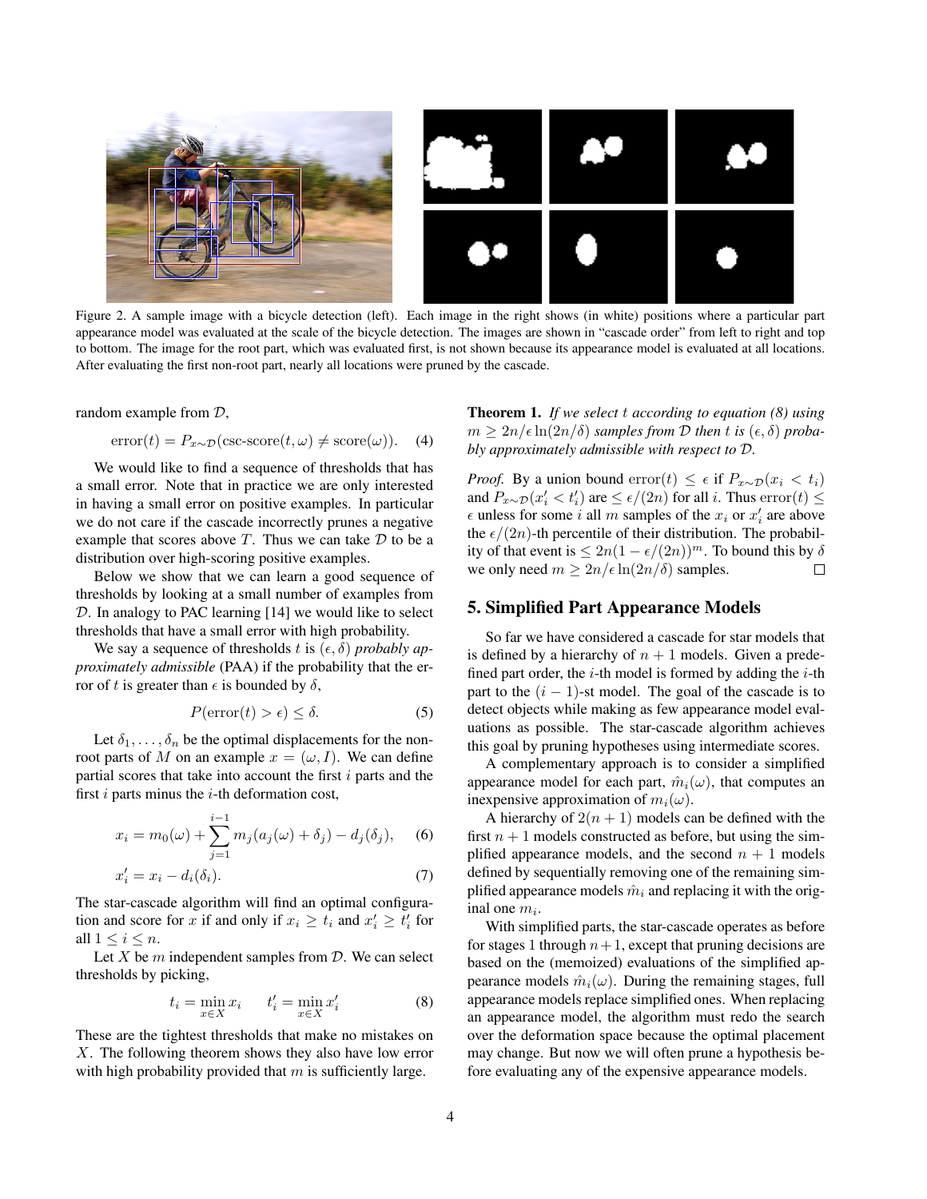Figure 2. A sample image with a bicycle detection (left). Each image in the right shows (in white) positions where a particular part appearance model was evaluated at the scale of the bicycle detection. The images are shown in "cascade order" from left to right and top to bottom. The image for the root part, which was evaluated first, is not shown because its appearance model is evaluated at all locations. After evaluating the first non-root part, nearly all locations were pruned by the cascade.

random example from $\mathcal{D}$,

$$\text{error}(t) = P_{x \sim \mathcal{D}}(\text{csc-score}(t, \omega) \neq \text{score}(\omega)). \quad (4)$$

We would like to find a sequence of thresholds that has a small error. Note that in practice we are only interested in having a small error on positive examples. In particular we do not care if the cascade incorrectly prunes a negative example that scores above $T$. Thus we can take $\mathcal{D}$ to be a distribution over high-scoring positive examples.

Below we show that we can learn a good sequence of thresholds by looking at a small number of examples from $\mathcal{D}$. In analogy to PAC learning [14] we would like to select thresholds that have a small error with high probability.

We say a sequence of thresholds $t$ is $(\epsilon, \delta)$ *probably approximately admissible* (PAA) if the probability that the error of $t$ is greater than $\epsilon$ is bounded by $\delta$,

$$P(\text{error}(t) > \epsilon) \leq \delta. \quad (5)$$

Let $\delta_1, \ldots, \delta_n$ be the optimal displacements for the non-root parts of $M$ on an example $x = (\omega, I)$. We can define partial scores that take into account the first $i$ parts and the first $i$ parts minus the $i$-th deformation cost,

$$x_i = m_0(\omega) + \sum_{j=1}^{i-1} m_j(a_j(\omega) + \delta_j) - d_j(\delta_j), \quad (6)$$

$$x'_i = x_i - d_i(\delta_i). \quad (7)$$

The star-cascade algorithm will find an optimal configuration and score for $x$ if and only if $x_i \geq t_i$ and $x'_i \geq t'_i$ for all $1 \leq i \leq n$.

Let $X$ be $m$ independent samples from $\mathcal{D}$. We can select thresholds by picking,

$$t_i = \min_{x \in X} x_i \qquad t'_i = \min_{x \in X} x'_i \quad (8)$$

These are the tightest thresholds that make no mistakes on $X$. The following theorem shows they also have low error with high probability provided that $m$ is sufficiently large.

**Theorem 1.** *If we select $t$ according to equation (8) using $m \geq 2n/\epsilon \ln(2n/\delta)$ samples from $\mathcal{D}$ then $t$ is $(\epsilon, \delta)$ probably approximately admissible with respect to $\mathcal{D}$.*

*Proof.* By a union bound $\text{error}(t) \leq \epsilon$ if $P_{x \sim \mathcal{D}}(x_i < t_i)$ and $P_{x \sim \mathcal{D}}(x'_i < t'_i)$ are $\leq \epsilon/(2n)$ for all $i$. Thus $\text{error}(t) \leq \epsilon$ unless for some $i$ all $m$ samples of the $x_i$ or $x'_i$ are above the $\epsilon/(2n)$-th percentile of their distribution. The probability of that event is $\leq 2n(1 - \epsilon/(2n))^m$. To bound this by $\delta$ we only need $m \geq 2n/\epsilon \ln(2n/\delta)$ samples. □

## 5. Simplified Part Appearance Models

So far we have considered a cascade for star models that is defined by a hierarchy of $n + 1$ models. Given a predefined part order, the $i$-th model is formed by adding the $i$-th part to the $(i - 1)$-st model. The goal of the cascade is to detect objects while making as few appearance model evaluations as possible. The star-cascade algorithm achieves this goal by pruning hypotheses using intermediate scores.

A complementary approach is to consider a simplified appearance model for each part, $\hat{m}_i(\omega)$, that computes an inexpensive approximation of $m_i(\omega)$.

A hierarchy of $2(n + 1)$ models can be defined with the first $n + 1$ models constructed as before, but using the simplified appearance models, and the second $n + 1$ models defined by sequentially removing one of the remaining simplified appearance models $\hat{m}_i$ and replacing it with the original one $m_i$.

With simplified parts, the star-cascade operates as before for stages 1 through $n + 1$, except that pruning decisions are based on the (memoized) evaluations of the simplified appearance models $\hat{m}_i(\omega)$. During the remaining stages, full appearance models replace simplified ones. When replacing an appearance model, the algorithm must redo the search over the deformation space because the optimal placement may change. But now we will often prune a hypothesis before evaluating any of the expensive appearance models.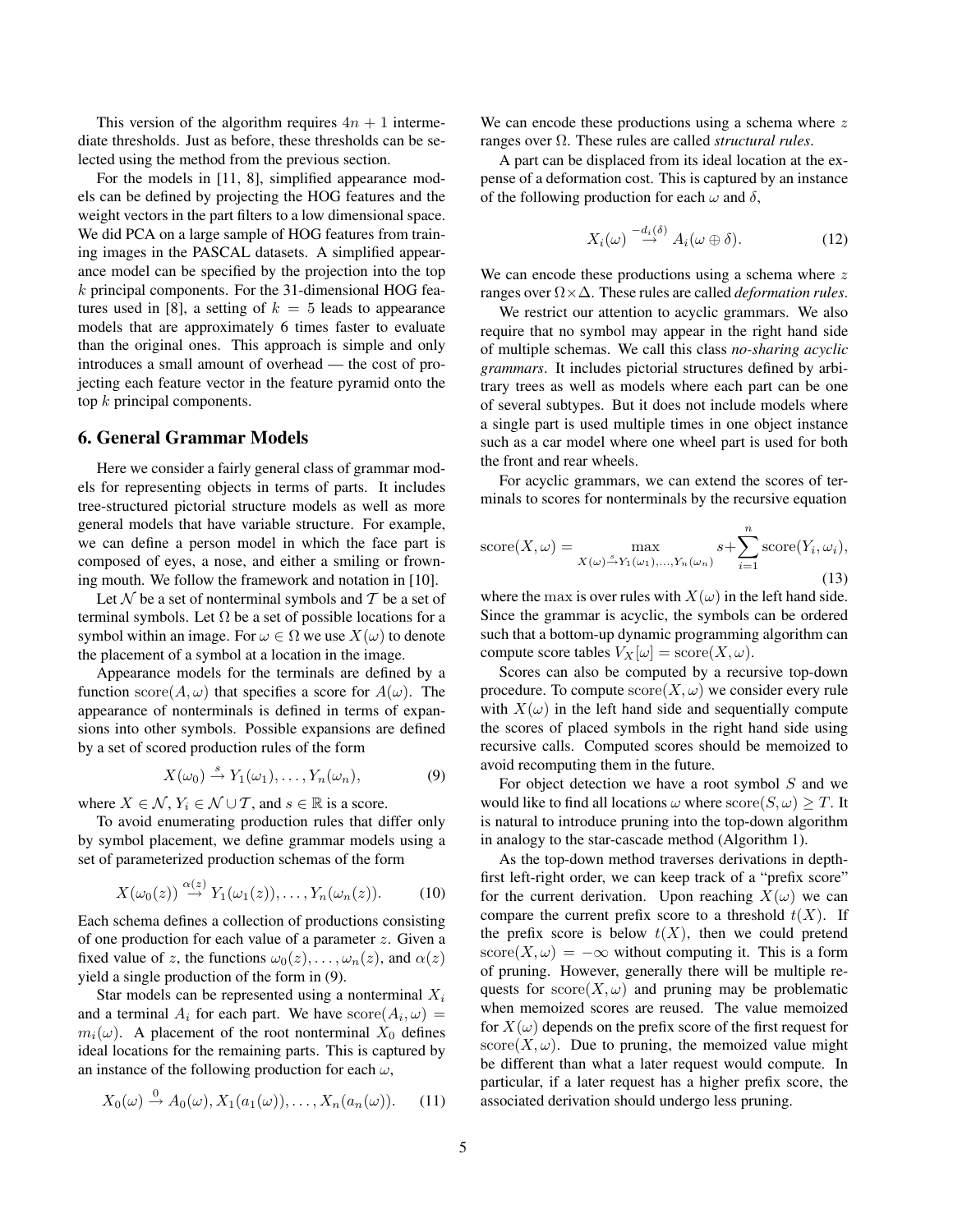This version of the algorithm requires $4n + 1$ intermediate thresholds. Just as before, these thresholds can be selected using the method from the previous section.

For the models in [11, 8], simplified appearance models can be defined by projecting the HOG features and the weight vectors in the part filters to a low dimensional space. We did PCA on a large sample of HOG features from training images in the PASCAL datasets. A simplified appearance model can be specified by the projection into the top $k$ principal components. For the 31-dimensional HOG features used in [8], a setting of $k = 5$ leads to appearance models that are approximately 6 times faster to evaluate than the original ones. This approach is simple and only introduces a small amount of overhead — the cost of projecting each feature vector in the feature pyramid onto the top $k$ principal components.

## 6. General Grammar Models

Here we consider a fairly general class of grammar models for representing objects in terms of parts. It includes tree-structured pictorial structure models as well as more general models that have variable structure. For example, we can define a person model in which the face part is composed of eyes, a nose, and either a smiling or frowning mouth. We follow the framework and notation in [10].

Let $\mathcal{N}$ be a set of nonterminal symbols and $\mathcal{T}$ be a set of terminal symbols. Let $\Omega$ be a set of possible locations for a symbol within an image. For $\omega \in \Omega$ we use $X(\omega)$ to denote the placement of a symbol at a location in the image.

Appearance models for the terminals are defined by a function $\text{score}(A, \omega)$ that specifies a score for $A(\omega)$. The appearance of nonterminals is defined in terms of expansions into other symbols. Possible expansions are defined by a set of scored production rules of the form

$$X(\omega_0) \xrightarrow{s} Y_1(\omega_1), \ldots, Y_n(\omega_n), \tag{9}$$

where $X \in \mathcal{N}$, $Y_i \in \mathcal{N} \cup \mathcal{T}$, and $s \in \mathbb{R}$ is a score.

To avoid enumerating production rules that differ only by symbol placement, we define grammar models using a set of parameterized production schemas of the form

$$X(\omega_0(z)) \xrightarrow{\alpha(z)} Y_1(\omega_1(z)), \ldots, Y_n(\omega_n(z)). \tag{10}$$

Each schema defines a collection of productions consisting of one production for each value of a parameter $z$. Given a fixed value of $z$, the functions $\omega_0(z), \ldots, \omega_n(z)$, and $\alpha(z)$ yield a single production of the form in (9).

Star models can be represented using a nonterminal $X_i$ and a terminal $A_i$ for each part. We have $\text{score}(A_i, \omega) = m_i(\omega)$. A placement of the root nonterminal $X_0$ defines ideal locations for the remaining parts. This is captured by an instance of the following production for each $\omega$,

$$X_0(\omega) \xrightarrow{0} A_0(\omega), X_1(a_1(\omega)), \ldots, X_n(a_n(\omega)). \tag{11}$$

We can encode these productions using a schema where $z$ ranges over $\Omega$. These rules are called *structural rules*.

A part can be displaced from its ideal location at the expense of a deformation cost. This is captured by an instance of the following production for each $\omega$ and $\delta$,

$$X_i(\omega) \xrightarrow{-d_i(\delta)} A_i(\omega \oplus \delta). \tag{12}$$

We can encode these productions using a schema where $z$ ranges over $\Omega \times \Delta$. These rules are called *deformation rules*.

We restrict our attention to acyclic grammars. We also require that no symbol may appear in the right hand side of multiple schemas. We call this class *no-sharing acyclic grammars*. It includes pictorial structures defined by arbitrary trees as well as models where each part can be one of several subtypes. But it does not include models where a single part is used multiple times in one object instance such as a car model where one wheel part is used for both the front and rear wheels.

For acyclic grammars, we can extend the scores of terminals to scores for nonterminals by the recursive equation

$$\text{score}(X, \omega) = \max_{X(\omega) \xrightarrow{s} Y_1(\omega_1), \ldots, Y_n(\omega_n)} s + \sum_{i=1}^{n} \text{score}(Y_i, \omega_i), \tag{13}$$

where the $\max$ is over rules with $X(\omega)$ in the left hand side. Since the grammar is acyclic, the symbols can be ordered such that a bottom-up dynamic programming algorithm can compute score tables $V_X[\omega] = \text{score}(X, \omega)$.

Scores can also be computed by a recursive top-down procedure. To compute $\text{score}(X, \omega)$ we consider every rule with $X(\omega)$ in the left hand side and sequentially compute the scores of placed symbols in the right hand side using recursive calls. Computed scores should be memoized to avoid recomputing them in the future.

For object detection we have a root symbol $S$ and we would like to find all locations $\omega$ where $\text{score}(S, \omega) \geq T$. It is natural to introduce pruning into the top-down algorithm in analogy to the star-cascade method (Algorithm 1).

As the top-down method traverses derivations in depth-first left-right order, we can keep track of a "prefix score" for the current derivation. Upon reaching $X(\omega)$ we can compare the current prefix score to a threshold $t(X)$. If the prefix score is below $t(X)$, then we could pretend $\text{score}(X, \omega) = -\infty$ without computing it. This is a form of pruning. However, generally there will be multiple requests for $\text{score}(X, \omega)$ and pruning may be problematic when memoized scores are reused. The value memoized for $X(\omega)$ depends on the prefix score of the first request for $\text{score}(X, \omega)$. Due to pruning, the memoized value might be different than what a later request would compute. In particular, if a later request has a higher prefix score, the associated derivation should undergo less pruning.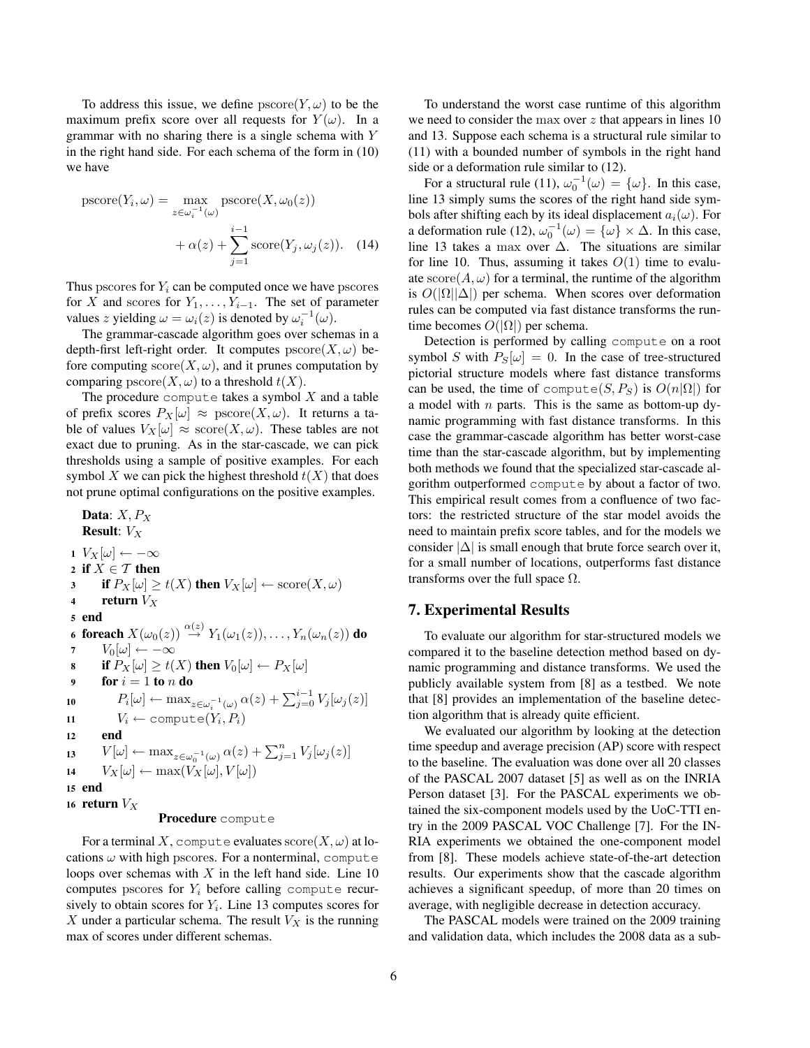To address this issue, we define $\text{pscore}(Y, \omega)$ to be the maximum prefix score over all requests for $Y(\omega)$. In a grammar with no sharing there is a single schema with $Y$ in the right hand side. For each schema of the form in (10) we have

$$\text{pscore}(Y_i, \omega) = \max_{z \in \omega_i^{-1}(\omega)} \text{pscore}(X, \omega_0(z)) + \alpha(z) + \sum_{j=1}^{i-1} \text{score}(Y_j, \omega_j(z)). \quad (14)$$

Thus pscores for $Y_i$ can be computed once we have pscores for $X$ and scores for $Y_1, \ldots, Y_{i-1}$. The set of parameter values $z$ yielding $\omega = \omega_i(z)$ is denoted by $\omega_i^{-1}(\omega)$.

The grammar-cascade algorithm goes over schemas in a depth-first left-right order. It computes $\text{pscore}(X, \omega)$ before computing $\text{score}(X, \omega)$, and it prunes computation by comparing $\text{pscore}(X, \omega)$ to a threshold $t(X)$.

The procedure `compute` takes a symbol $X$ and a table of prefix scores $P_X[\omega] \approx \text{pscore}(X, \omega)$. It returns a table of values $V_X[\omega] \approx \text{score}(X, \omega)$. These tables are not exact due to pruning. As in the star-cascade, we can pick thresholds using a sample of positive examples. For each symbol $X$ we can pick the highest threshold $t(X)$ that does not prune optimal configurations on the positive examples.

**Data**: $X, P_X$
**Result**: $V_X$

1 $V_X[\omega] \leftarrow -\infty$
2 **if** $X \in \mathcal{T}$ **then**
3 &nbsp;&nbsp;&nbsp;&nbsp;**if** $P_X[\omega] \geq t(X)$ **then** $V_X[\omega] \leftarrow \text{score}(X, \omega)$
4 &nbsp;&nbsp;&nbsp;&nbsp;**return** $V_X$
5 **end**
6 **foreach** $X(\omega_0(z)) \overset{\alpha(z)}{\to} Y_1(\omega_1(z)), \ldots, Y_n(\omega_n(z))$ **do**
7 &nbsp;&nbsp;&nbsp;&nbsp;$V_0[\omega] \leftarrow -\infty$
8 &nbsp;&nbsp;&nbsp;&nbsp;**if** $P_X[\omega] \geq t(X)$ **then** $V_0[\omega] \leftarrow P_X[\omega]$
9 &nbsp;&nbsp;&nbsp;&nbsp;**for** $i = 1$ **to** $n$ **do**
10 &nbsp;&nbsp;&nbsp;&nbsp;&nbsp;&nbsp;&nbsp;&nbsp;$P_i[\omega] \leftarrow \max_{z \in \omega_i^{-1}(\omega)} \alpha(z) + \sum_{j=0}^{i-1} V_j[\omega_j(z)]$
11 &nbsp;&nbsp;&nbsp;&nbsp;&nbsp;&nbsp;&nbsp;&nbsp;$V_i \leftarrow$ `compute`$(Y_i, P_i)$
12 &nbsp;&nbsp;&nbsp;&nbsp;**end**
13 &nbsp;&nbsp;&nbsp;&nbsp;$V[\omega] \leftarrow \max_{z \in \omega_0^{-1}(\omega)} \alpha(z) + \sum_{j=1}^{n} V_j[\omega_j(z)]$
14 &nbsp;&nbsp;&nbsp;&nbsp;$V_X[\omega] \leftarrow \max(V_X[\omega], V[\omega])$
15 **end**
16 **return** $V_X$

**Procedure** `compute`

For a terminal $X$, `compute` evaluates $\text{score}(X, \omega)$ at locations $\omega$ with high pscores. For a nonterminal, `compute` loops over schemas with $X$ in the left hand side. Line 10 computes pscores for $Y_i$ before calling `compute` recursively to obtain scores for $Y_i$. Line 13 computes scores for $X$ under a particular schema. The result $V_X$ is the running max of scores under different schemas.

To understand the worst case runtime of this algorithm we need to consider the max over $z$ that appears in lines 10 and 13. Suppose each schema is a structural rule similar to (11) with a bounded number of symbols in the right hand side or a deformation rule similar to (12).

For a structural rule (11), $\omega_0^{-1}(\omega) = \{\omega\}$. In this case, line 13 simply sums the scores of the right hand side symbols after shifting each by its ideal displacement $a_i(\omega)$. For a deformation rule (12), $\omega_0^{-1}(\omega) = \{\omega\} \times \Delta$. In this case, line 13 takes a max over $\Delta$. The situations are similar for line 10. Thus, assuming it takes $O(1)$ time to evaluate $\text{score}(A, \omega)$ for a terminal, the runtime of the algorithm is $O(|\Omega||\Delta|)$ per schema. When scores over deformation rules can be computed via fast distance transforms the runtime becomes $O(|\Omega|)$ per schema.

Detection is performed by calling `compute` on a root symbol $S$ with $P_S[\omega] = 0$. In the case of tree-structured pictorial structure models where fast distance transforms can be used, the time of `compute`$(S, P_S)$ is $O(n|\Omega|)$ for a model with $n$ parts. This is the same as bottom-up dynamic programming with fast distance transforms. In this case the grammar-cascade algorithm has better worst-case time than the star-cascade algorithm, but by implementing both methods we found that the specialized star-cascade algorithm outperformed `compute` by about a factor of two. This empirical result comes from a confluence of two factors: the restricted structure of the star model avoids the need to maintain prefix score tables, and for the models we consider $|\Delta|$ is small enough that brute force search over it, for a small number of locations, outperforms fast distance transforms over the full space $\Omega$.

## 7. Experimental Results

To evaluate our algorithm for star-structured models we compared it to the baseline detection method based on dynamic programming and distance transforms. We used the publicly available system from [8] as a testbed. We note that [8] provides an implementation of the baseline detection algorithm that is already quite efficient.

We evaluated our algorithm by looking at the detection time speedup and average precision (AP) score with respect to the baseline. The evaluation was done over all 20 classes of the PASCAL 2007 dataset [5] as well as on the INRIA Person dataset [3]. For the PASCAL experiments we obtained the six-component models used by the UoC-TTI entry in the 2009 PASCAL VOC Challenge [7]. For the INRIA experiments we obtained the one-component model from [8]. These models achieve state-of-the-art detection results. Our experiments show that the cascade algorithm achieves a significant speedup, of more than 20 times on average, with negligible decrease in detection accuracy.

The PASCAL models were trained on the 2009 training and validation data, which includes the 2008 data as a sub-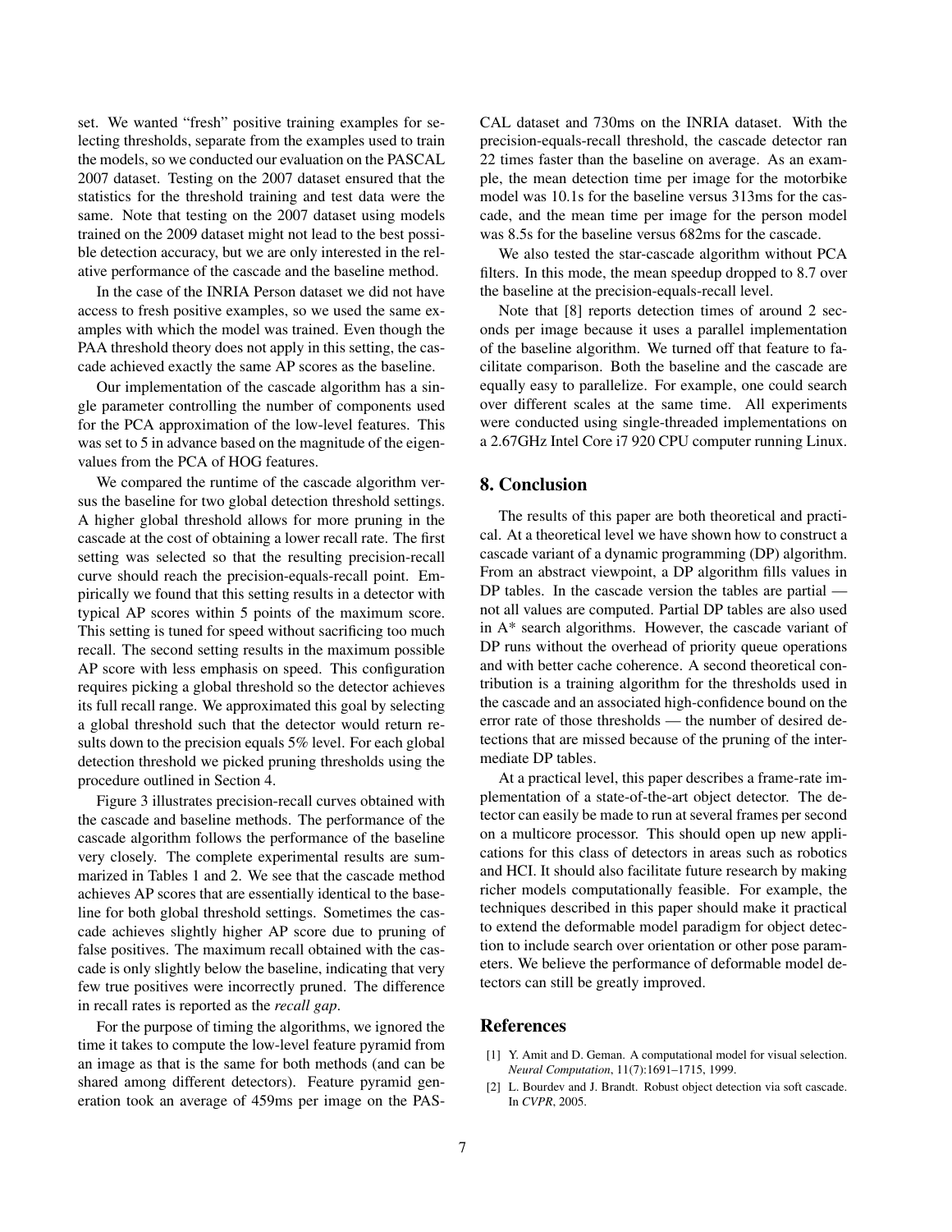set. We wanted "fresh" positive training examples for selecting thresholds, separate from the examples used to train the models, so we conducted our evaluation on the PASCAL 2007 dataset. Testing on the 2007 dataset ensured that the statistics for the threshold training and test data were the same. Note that testing on the 2007 dataset using models trained on the 2009 dataset might not lead to the best possible detection accuracy, but we are only interested in the relative performance of the cascade and the baseline method.

In the case of the INRIA Person dataset we did not have access to fresh positive examples, so we used the same examples with which the model was trained. Even though the PAA threshold theory does not apply in this setting, the cascade achieved exactly the same AP scores as the baseline.

Our implementation of the cascade algorithm has a single parameter controlling the number of components used for the PCA approximation of the low-level features. This was set to 5 in advance based on the magnitude of the eigenvalues from the PCA of HOG features.

We compared the runtime of the cascade algorithm versus the baseline for two global detection threshold settings. A higher global threshold allows for more pruning in the cascade at the cost of obtaining a lower recall rate. The first setting was selected so that the resulting precision-recall curve should reach the precision-equals-recall point. Empirically we found that this setting results in a detector with typical AP scores within 5 points of the maximum score. This setting is tuned for speed without sacrificing too much recall. The second setting results in the maximum possible AP score with less emphasis on speed. This configuration requires picking a global threshold so the detector achieves its full recall range. We approximated this goal by selecting a global threshold such that the detector would return results down to the precision equals 5% level. For each global detection threshold we picked pruning thresholds using the procedure outlined in Section 4.

Figure 3 illustrates precision-recall curves obtained with the cascade and baseline methods. The performance of the cascade algorithm follows the performance of the baseline very closely. The complete experimental results are summarized in Tables 1 and 2. We see that the cascade method achieves AP scores that are essentially identical to the baseline for both global threshold settings. Sometimes the cascade achieves slightly higher AP score due to pruning of false positives. The maximum recall obtained with the cascade is only slightly below the baseline, indicating that very few true positives were incorrectly pruned. The difference in recall rates is reported as the *recall gap*.

For the purpose of timing the algorithms, we ignored the time it takes to compute the low-level feature pyramid from an image as that is the same for both methods (and can be shared among different detectors). Feature pyramid generation took an average of 459ms per image on the PASCAL dataset and 730ms on the INRIA dataset. With the precision-equals-recall threshold, the cascade detector ran 22 times faster than the baseline on average. As an example, the mean detection time per image for the motorbike model was 10.1s for the baseline versus 313ms for the cascade, and the mean time per image for the person model was 8.5s for the baseline versus 682ms for the cascade.

We also tested the star-cascade algorithm without PCA filters. In this mode, the mean speedup dropped to 8.7 over the baseline at the precision-equals-recall level.

Note that [8] reports detection times of around 2 seconds per image because it uses a parallel implementation of the baseline algorithm. We turned off that feature to facilitate comparison. Both the baseline and the cascade are equally easy to parallelize. For example, one could search over different scales at the same time. All experiments were conducted using single-threaded implementations on a 2.67GHz Intel Core i7 920 CPU computer running Linux.

## 8. Conclusion

The results of this paper are both theoretical and practical. At a theoretical level we have shown how to construct a cascade variant of a dynamic programming (DP) algorithm. From an abstract viewpoint, a DP algorithm fills values in DP tables. In the cascade version the tables are partial — not all values are computed. Partial DP tables are also used in A* search algorithms. However, the cascade variant of DP runs without the overhead of priority queue operations and with better cache coherence. A second theoretical contribution is a training algorithm for the thresholds used in the cascade and an associated high-confidence bound on the error rate of those thresholds — the number of desired detections that are missed because of the pruning of the intermediate DP tables.

At a practical level, this paper describes a frame-rate implementation of a state-of-the-art object detector. The detector can easily be made to run at several frames per second on a multicore processor. This should open up new applications for this class of detectors in areas such as robotics and HCI. It should also facilitate future research by making richer models computationally feasible. For example, the techniques described in this paper should make it practical to extend the deformable model paradigm for object detection to include search over orientation or other pose parameters. We believe the performance of deformable model detectors can still be greatly improved.

## References

[1] Y. Amit and D. Geman. A computational model for visual selection. *Neural Computation*, 11(7):1691–1715, 1999.

[2] L. Bourdev and J. Brandt. Robust object detection via soft cascade. In *CVPR*, 2005.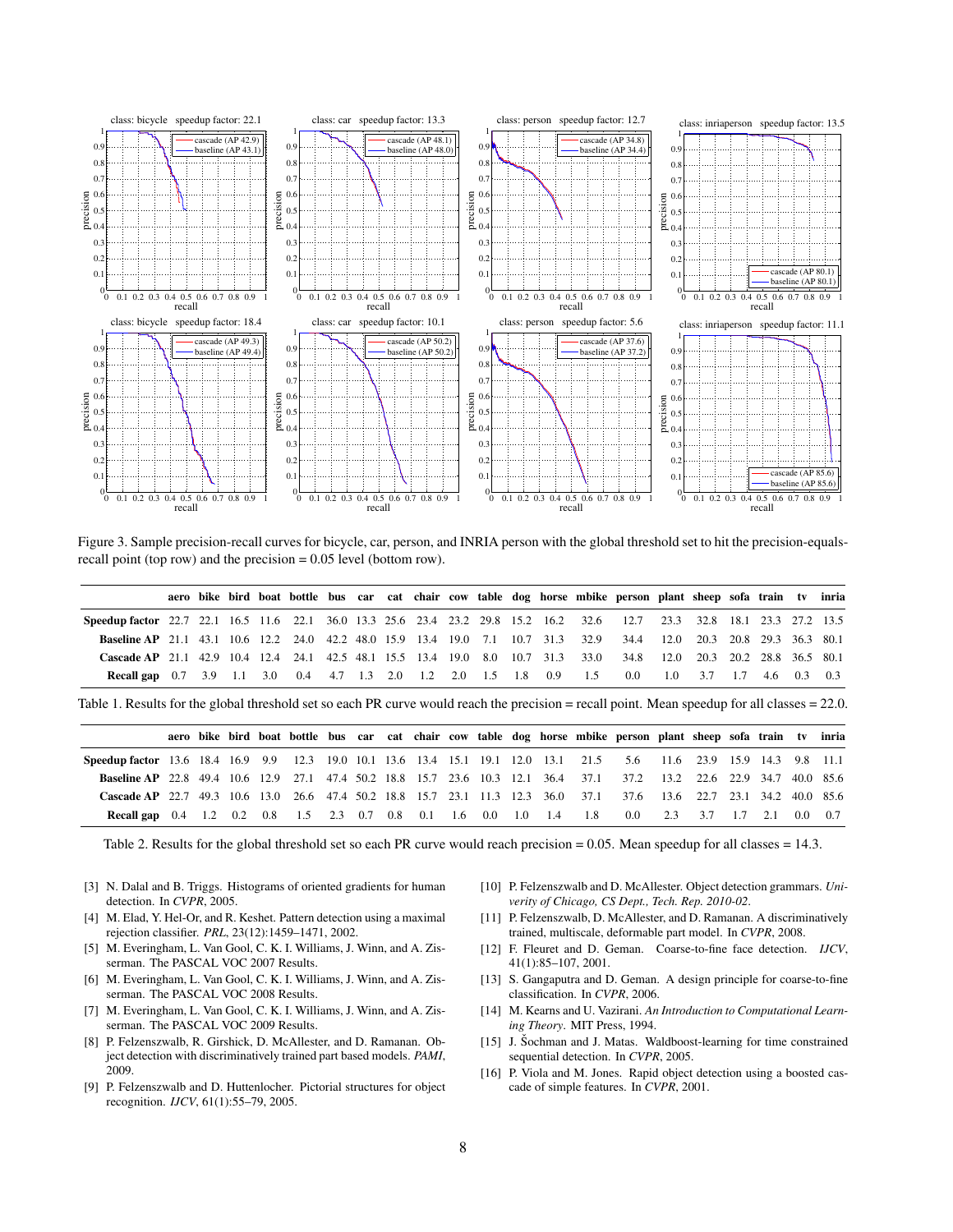class: bicycle speedup factor: 22.1
cascade (AP 42.9)
baseline (AP 43.1)

class: car speedup factor: 13.3
cascade (AP 48.1)
baseline (AP 48.0)

class: person speedup factor: 12.7
cascade (AP 34.8)
baseline (AP 34.4)

class: inriaperson speedup factor: 13.5
cascade (AP 80.1)
baseline (AP 80.1)

class: bicycle speedup factor: 18.4
cascade (AP 49.3)
baseline (AP 49.4)

class: car speedup factor: 10.1
cascade (AP 50.2)
baseline (AP 50.2)

class: person speedup factor: 5.6
cascade (AP 37.6)
baseline (AP 37.2)

class: inriaperson speedup factor: 11.1
cascade (AP 85.6)
baseline (AP 85.6)

precision
recall

Figure 3. Sample precision-recall curves for bicycle, car, person, and INRIA person with the global threshold set to hit the precision-equals-recall point (top row) and the precision = 0.05 level (bottom row).

| | aero | bike | bird | boat | bottle | bus | car | cat | chair | cow | table | dog | horse | mbike | person | plant | sheep | sofa | train | tv | inria |
|---|---|---|---|---|---|---|---|---|---|---|---|---|---|---|---|---|---|---|---|---|---|
| **Speedup factor** | 22.7 | 22.1 | 16.5 | 11.6 | 22.1 | 36.0 | 13.3 | 25.6 | 23.4 | 23.2 | 29.8 | 15.2 | 16.2 | 32.6 | 12.7 | 23.3 | 32.8 | 18.1 | 23.3 | 27.2 | 13.5 |
| **Baseline AP** | 21.1 | 43.1 | 10.6 | 12.2 | 24.0 | 42.2 | 48.0 | 15.9 | 13.4 | 19.0 | 7.1 | 10.7 | 31.3 | 32.9 | 34.4 | 12.0 | 20.3 | 20.8 | 29.3 | 36.3 | 80.1 |
| **Cascade AP** | 21.1 | 42.9 | 10.4 | 12.4 | 24.1 | 42.5 | 48.1 | 15.5 | 13.4 | 19.0 | 8.0 | 10.7 | 31.3 | 33.0 | 34.8 | 12.0 | 20.3 | 20.2 | 28.8 | 36.5 | 80.1 |
| **Recall gap** | 0.7 | 3.9 | 1.1 | 3.0 | 0.4 | 4.7 | 1.3 | 2.0 | 1.2 | 2.0 | 1.5 | 1.8 | 0.9 | 1.5 | 0.0 | 1.0 | 3.7 | 1.7 | 4.6 | 0.3 | 0.3 |

Table 1. Results for the global threshold set so each PR curve would reach the precision = recall point. Mean speedup for all classes = 22.0.

| | aero | bike | bird | boat | bottle | bus | car | cat | chair | cow | table | dog | horse | mbike | person | plant | sheep | sofa | train | tv | inria |
|---|---|---|---|---|---|---|---|---|---|---|---|---|---|---|---|---|---|---|---|---|---|
| **Speedup factor** | 13.6 | 18.4 | 16.9 | 9.9 | 12.3 | 19.0 | 10.1 | 13.6 | 13.4 | 15.1 | 19.1 | 12.0 | 13.1 | 21.5 | 5.6 | 11.6 | 23.9 | 15.9 | 14.3 | 9.8 | 11.1 |
| **Baseline AP** | 22.8 | 49.4 | 10.6 | 12.9 | 27.1 | 47.4 | 50.2 | 18.8 | 15.7 | 23.6 | 10.3 | 12.1 | 36.4 | 37.1 | 37.2 | 13.2 | 22.6 | 22.9 | 34.7 | 40.0 | 85.6 |
| **Cascade AP** | 22.7 | 49.3 | 10.6 | 13.0 | 26.6 | 47.4 | 50.2 | 18.8 | 15.7 | 23.1 | 11.3 | 12.3 | 36.0 | 37.1 | 37.6 | 13.6 | 22.7 | 23.1 | 34.2 | 40.0 | 85.6 |
| **Recall gap** | 0.4 | 1.2 | 0.2 | 0.8 | 1.5 | 2.3 | 0.7 | 0.8 | 0.1 | 1.6 | 0.0 | 1.0 | 1.4 | 1.8 | 0.0 | 2.3 | 3.7 | 1.7 | 2.1 | 0.0 | 0.7 |

Table 2. Results for the global threshold set so each PR curve would reach precision = 0.05. Mean speedup for all classes = 14.3.

[3] N. Dalal and B. Triggs. Histograms of oriented gradients for human detection. In *CVPR*, 2005.

[4] M. Elad, Y. Hel-Or, and R. Keshet. Pattern detection using a maximal rejection classifier. *PRL*, 23(12):1459–1471, 2002.

[5] M. Everingham, L. Van Gool, C. K. I. Williams, J. Winn, and A. Zisserman. The PASCAL VOC 2007 Results.

[6] M. Everingham, L. Van Gool, C. K. I. Williams, J. Winn, and A. Zisserman. The PASCAL VOC 2008 Results.

[7] M. Everingham, L. Van Gool, C. K. I. Williams, J. Winn, and A. Zisserman. The PASCAL VOC 2009 Results.

[8] P. Felzenszwalb, R. Girshick, D. McAllester, and D. Ramanan. Object detection with discriminatively trained part based models. *PAMI*, 2009.

[9] P. Felzenszwalb and D. Huttenlocher. Pictorial structures for object recognition. *IJCV*, 61(1):55–79, 2005.

[10] P. Felzenszwalb and D. McAllester. Object detection grammars. *University of Chicago, CS Dept., Tech. Rep. 2010-02*.

[11] P. Felzenszwalb, D. McAllester, and D. Ramanan. A discriminatively trained, multiscale, deformable part model. In *CVPR*, 2008.

[12] F. Fleuret and D. Geman. Coarse-to-fine face detection. *IJCV*, 41(1):85–107, 2001.

[13] S. Gangaputra and D. Geman. A design principle for coarse-to-fine classification. In *CVPR*, 2006.

[14] M. Kearns and U. Vazirani. *An Introduction to Computational Learning Theory*. MIT Press, 1994.

[15] J. Šochman and J. Matas. Waldboost-learning for time constrained sequential detection. In *CVPR*, 2005.

[16] P. Viola and M. Jones. Rapid object detection using a boosted cascade of simple features. In *CVPR*, 2001.